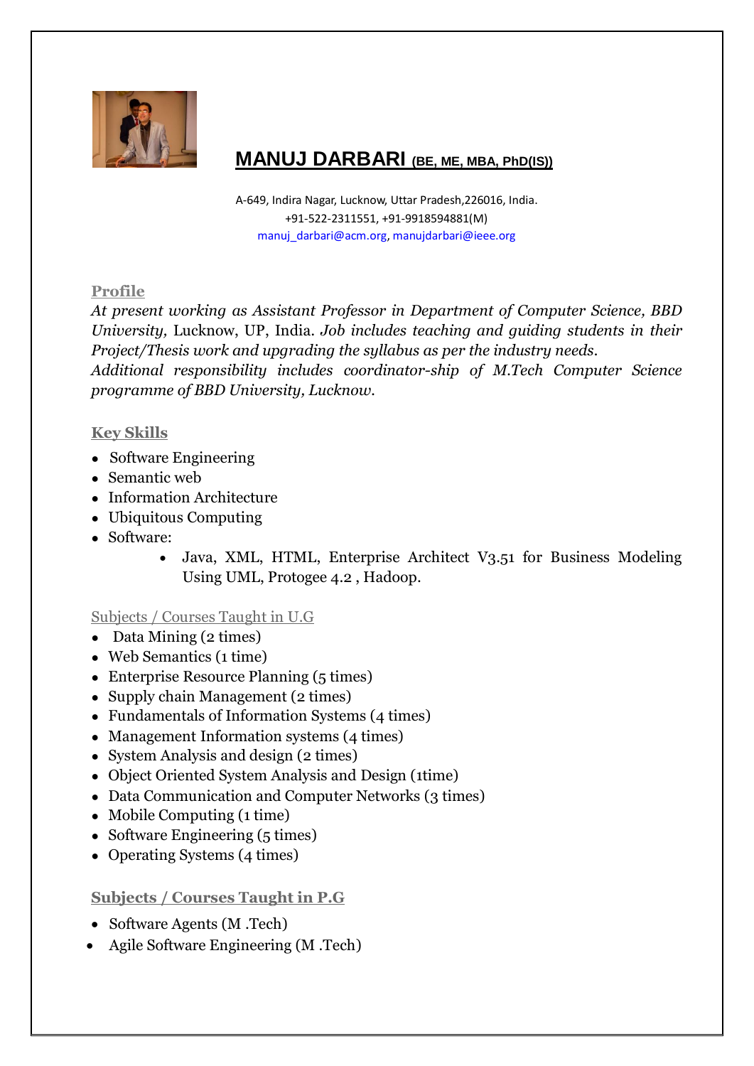# MANUJ DARBARI (BE, ME, MBA, PhD(IS))

A-649, Indira Nagar, Lucknow, Uttar Pradesh,226016, India.
+91-522-2311551, +91-9918594881(M)
manuj_darbari@acm.org, manujdarbari@ieee.org

## Profile

*At present working as Assistant Professor in Department of Computer Science, BBD University,* Lucknow, UP, India. *Job includes teaching and guiding students in their Project/Thesis work and upgrading the syllabus as per the industry needs.*
*Additional responsibility includes coordinator-ship of M.Tech Computer Science programme of BBD University, Lucknow.*

## Key Skills

- Software Engineering
- Semantic web
- Information Architecture
- Ubiquitous Computing
- Software:
  - Java, XML, HTML, Enterprise Architect V3.51 for Business Modeling Using UML, Protogee 4.2 , Hadoop.

## Subjects / Courses Taught in U.G

- Data Mining (2 times)
- Web Semantics (1 time)
- Enterprise Resource Planning (5 times)
- Supply chain Management (2 times)
- Fundamentals of Information Systems (4 times)
- Management Information systems (4 times)
- System Analysis and design (2 times)
- Object Oriented System Analysis and Design (1time)
- Data Communication and Computer Networks (3 times)
- Mobile Computing (1 time)
- Software Engineering (5 times)
- Operating Systems (4 times)

## Subjects / Courses Taught in P.G

- Software Agents (M .Tech)
- Agile Software Engineering (M .Tech)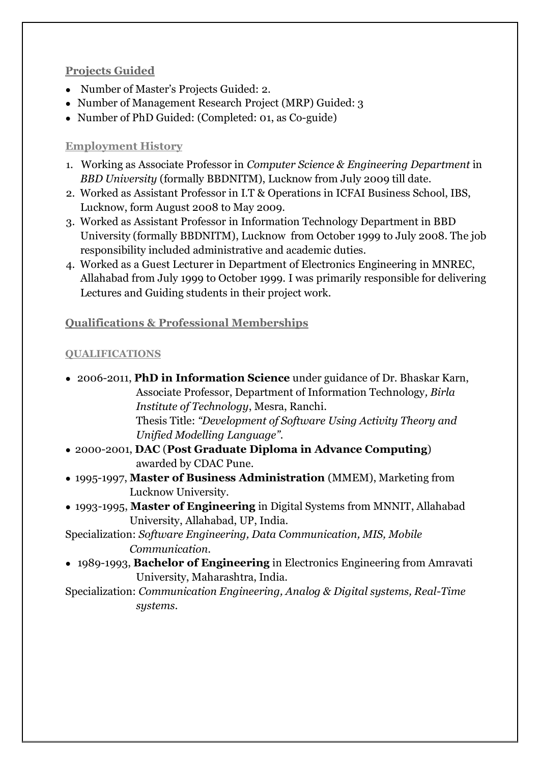## Projects Guided

- Number of Master's Projects Guided: 2.
- Number of Management Research Project (MRP) Guided: 3
- Number of PhD Guided: (Completed: 01, as Co-guide)

## Employment History

1. Working as Associate Professor in *Computer Science & Engineering Department* in *BBD University* (formally BBDNITM), Lucknow from July 2009 till date.
2. Worked as Assistant Professor in I.T & Operations in ICFAI Business School, IBS, Lucknow, form August 2008 to May 2009.
3. Worked as Assistant Professor in Information Technology Department in BBD University (formally BBDNITM), Lucknow from October 1999 to July 2008. The job responsibility included administrative and academic duties.
4. Worked as a Guest Lecturer in Department of Electronics Engineering in MNREC, Allahabad from July 1999 to October 1999. I was primarily responsible for delivering Lectures and Guiding students in their project work.

## Qualifications & Professional Memberships

### QUALIFICATIONS

- 2006-2011, **PhD in Information Science** under guidance of Dr. Bhaskar Karn, Associate Professor, Department of Information Technology*, Birla Institute of Technology*, Mesra, Ranchi.
  Thesis Title: *"Development of Software Using Activity Theory and Unified Modelling Language".*
- 2000-2001, **DAC** (**Post Graduate Diploma in Advance Computing**) awarded by CDAC Pune.
- 1995-1997, **Master of Business Administration** (MMEM), Marketing from Lucknow University.
- 1993-1995, **Master of Engineering** in Digital Systems from MNNIT, Allahabad University, Allahabad, UP, India.

Specialization: *Software Engineering, Data Communication, MIS, Mobile Communication.*

- 1989-1993, **Bachelor of Engineering** in Electronics Engineering from Amravati University, Maharashtra, India.

Specialization: *Communication Engineering, Analog & Digital systems, Real-Time systems.*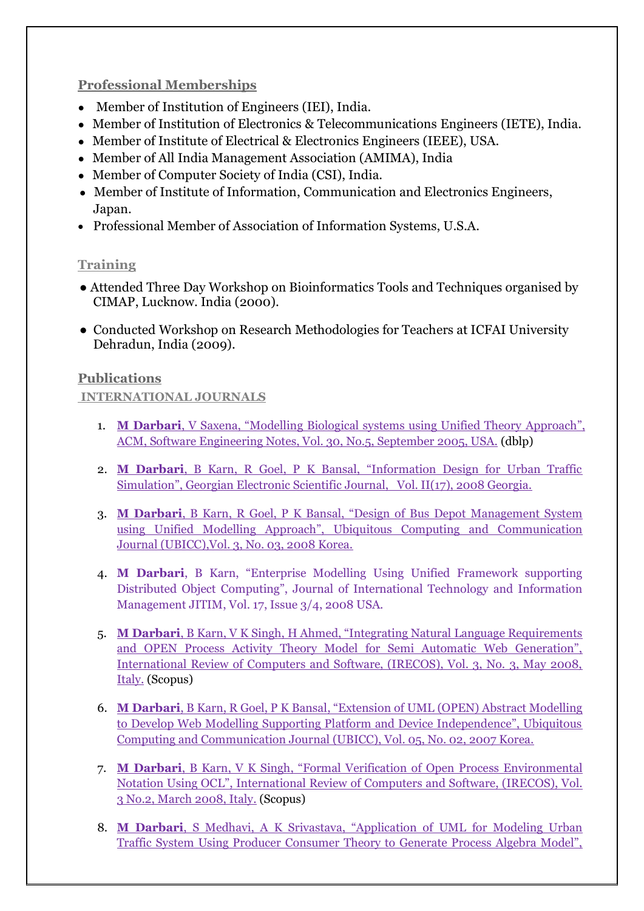## Professional Memberships

- Member of Institution of Engineers (IEI), India.
- Member of Institution of Electronics & Telecommunications Engineers (IETE), India.
- Member of Institute of Electrical & Electronics Engineers (IEEE), USA.
- Member of All India Management Association (AMIMA), India
- Member of Computer Society of India (CSI), India.
- Member of Institute of Information, Communication and Electronics Engineers, Japan.
- Professional Member of Association of Information Systems, U.S.A.

## Training

- Attended Three Day Workshop on Bioinformatics Tools and Techniques organised by CIMAP, Lucknow. India (2000).
- Conducted Workshop on Research Methodologies for Teachers at ICFAI University Dehradun, India (2009).

## Publications

### INTERNATIONAL JOURNALS

1. **M Darbari**, V Saxena, "Modelling Biological systems using Unified Theory Approach", ACM, Software Engineering Notes, Vol. 30, No.5, September 2005, USA. (dblp)
2. **M Darbari**, B Karn, R Goel, P K Bansal, "Information Design for Urban Traffic Simulation", Georgian Electronic Scientific Journal, Vol. II(17), 2008 Georgia.
3. **M Darbari**, B Karn, R Goel, P K Bansal, "Design of Bus Depot Management System using Unified Modelling Approach", Ubiquitous Computing and Communication Journal (UBICC),Vol. 3, No. 03, 2008 Korea.
4. **M Darbari**, B Karn, "Enterprise Modelling Using Unified Framework supporting Distributed Object Computing", Journal of International Technology and Information Management JITIM, Vol. 17, Issue 3/4, 2008 USA.
5. **M Darbari**, B Karn, V K Singh, H Ahmed, "Integrating Natural Language Requirements and OPEN Process Activity Theory Model for Semi Automatic Web Generation", International Review of Computers and Software, (IRECOS), Vol. 3, No. 3, May 2008, Italy. (Scopus)
6. **M Darbari**, B Karn, R Goel, P K Bansal, "Extension of UML (OPEN) Abstract Modelling to Develop Web Modelling Supporting Platform and Device Independence", Ubiquitous Computing and Communication Journal (UBICC), Vol. 05, No. 02, 2007 Korea.
7. **M Darbari**, B Karn, V K Singh, "Formal Verification of Open Process Environmental Notation Using OCL", International Review of Computers and Software, (IRECOS), Vol. 3 No.2, March 2008, Italy. (Scopus)
8. **M Darbari**, S Medhavi, A K Srivastava, "Application of UML for Modeling Urban Traffic System Using Producer Consumer Theory to Generate Process Algebra Model",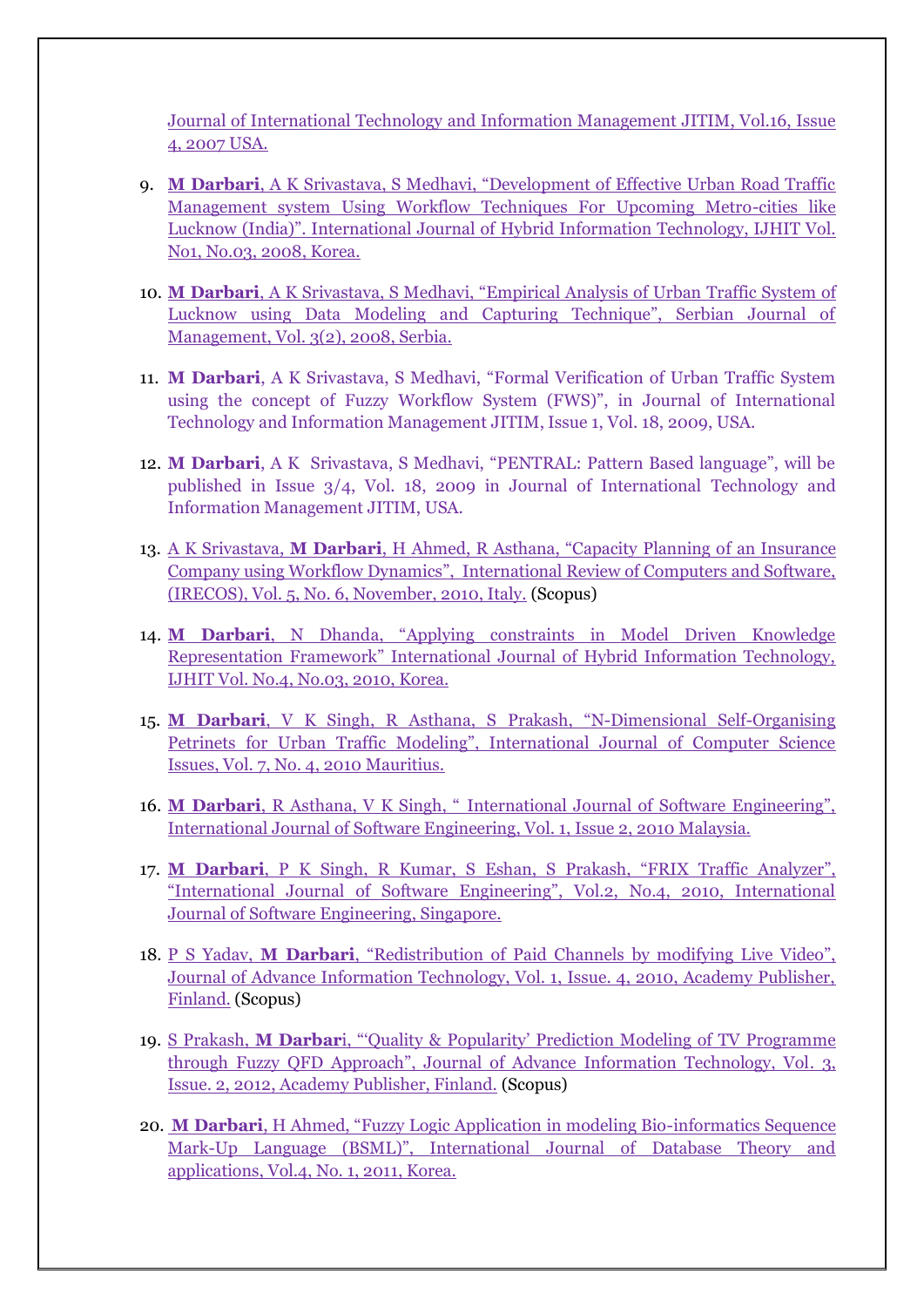Journal of International Technology and Information Management JITIM, Vol.16, Issue 4, 2007 USA.

9. **M Darbari**, A K Srivastava, S Medhavi, "Development of Effective Urban Road Traffic Management system Using Workflow Techniques For Upcoming Metro-cities like Lucknow (India)". International Journal of Hybrid Information Technology, IJHIT Vol. No1, No.03, 2008, Korea.

10. **M Darbari**, A K Srivastava, S Medhavi, "Empirical Analysis of Urban Traffic System of Lucknow using Data Modeling and Capturing Technique", Serbian Journal of Management, Vol. 3(2), 2008, Serbia.

11. **M Darbari**, A K Srivastava, S Medhavi, "Formal Verification of Urban Traffic System using the concept of Fuzzy Workflow System (FWS)", in Journal of International Technology and Information Management JITIM, Issue 1, Vol. 18, 2009, USA.

12. **M Darbari**, A K Srivastava, S Medhavi, "PENTRAL: Pattern Based language", will be published in Issue 3/4, Vol. 18, 2009 in Journal of International Technology and Information Management JITIM, USA.

13. A K Srivastava, **M Darbari**, H Ahmed, R Asthana, "Capacity Planning of an Insurance Company using Workflow Dynamics", International Review of Computers and Software, (IRECOS), Vol. 5, No. 6, November, 2010, Italy. (Scopus)

14. **M Darbari**, N Dhanda, "Applying constraints in Model Driven Knowledge Representation Framework" International Journal of Hybrid Information Technology, IJHIT Vol. No.4, No.03, 2010, Korea.

15. **M Darbari**, V K Singh, R Asthana, S Prakash, "N-Dimensional Self-Organising Petrinets for Urban Traffic Modeling", International Journal of Computer Science Issues, Vol. 7, No. 4, 2010 Mauritius.

16. **M Darbari**, R Asthana, V K Singh, " International Journal of Software Engineering", International Journal of Software Engineering, Vol. 1, Issue 2, 2010 Malaysia.

17. **M Darbari**, P K Singh, R Kumar, S Eshan, S Prakash, "FRIX Traffic Analyzer", "International Journal of Software Engineering", Vol.2, No.4, 2010, International Journal of Software Engineering, Singapore.

18. P S Yadav, **M Darbari**, "Redistribution of Paid Channels by modifying Live Video", Journal of Advance Information Technology, Vol. 1, Issue. 4, 2010, Academy Publisher, Finland. (Scopus)

19. S Prakash, **M Darbar**i, "'Quality & Popularity' Prediction Modeling of TV Programme through Fuzzy QFD Approach", Journal of Advance Information Technology, Vol. 3, Issue. 2, 2012, Academy Publisher, Finland. (Scopus)

20. **M Darbari**, H Ahmed, "Fuzzy Logic Application in modeling Bio-informatics Sequence Mark-Up Language (BSML)", International Journal of Database Theory and applications, Vol.4, No. 1, 2011, Korea.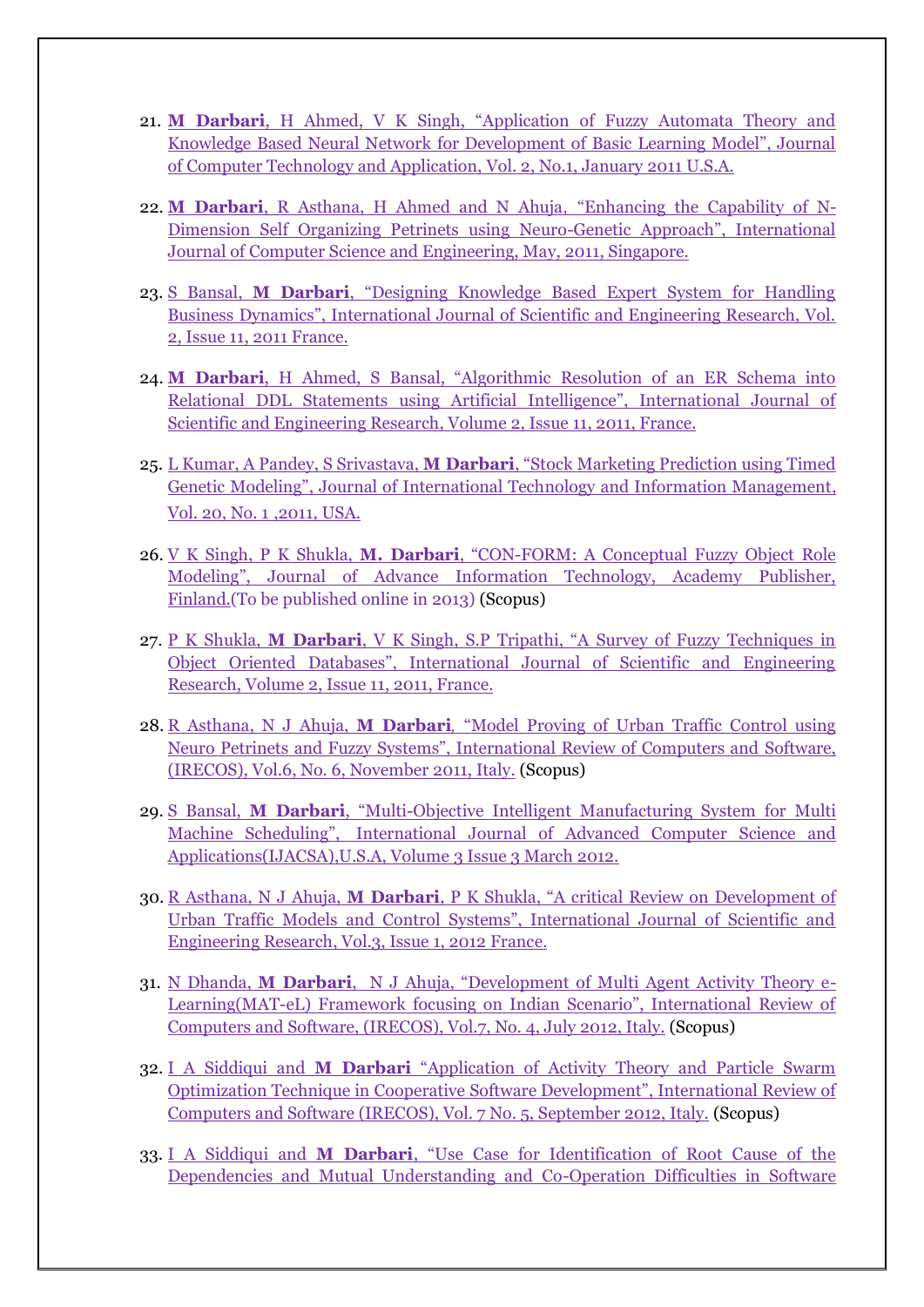21. **M Darbari**, H Ahmed, V K Singh, "Application of Fuzzy Automata Theory and Knowledge Based Neural Network for Development of Basic Learning Model", Journal of Computer Technology and Application, Vol. 2, No.1, January 2011 U.S.A.

22. **M Darbari**, R Asthana, H Ahmed and N Ahuja, "Enhancing the Capability of N-Dimension Self Organizing Petrinets using Neuro-Genetic Approach", International Journal of Computer Science and Engineering, May, 2011, Singapore.

23. S Bansal, **M Darbari**, "Designing Knowledge Based Expert System for Handling Business Dynamics", International Journal of Scientific and Engineering Research, Vol. 2, Issue 11, 2011 France.

24. **M Darbari**, H Ahmed, S Bansal, "Algorithmic Resolution of an ER Schema into Relational DDL Statements using Artificial Intelligence", International Journal of Scientific and Engineering Research, Volume 2, Issue 11, 2011, France.

25. L Kumar, A Pandey, S Srivastava, **M Darbari**, "Stock Marketing Prediction using Timed Genetic Modeling", Journal of International Technology and Information Management, Vol. 20, No. 1 ,2011, USA.

26. V K Singh, P K Shukla, **M. Darbari**, "CON-FORM: A Conceptual Fuzzy Object Role Modeling", Journal of Advance Information Technology, Academy Publisher, Finland.(To be published online in 2013) (Scopus)

27. P K Shukla, **M Darbari**, V K Singh, S.P Tripathi, "A Survey of Fuzzy Techniques in Object Oriented Databases", International Journal of Scientific and Engineering Research, Volume 2, Issue 11, 2011, France.

28. R Asthana, N J Ahuja, **M Darbari**, "Model Proving of Urban Traffic Control using Neuro Petrinets and Fuzzy Systems", International Review of Computers and Software, (IRECOS), Vol.6, No. 6, November 2011, Italy. (Scopus)

29. S Bansal, **M Darbari**, "Multi-Objective Intelligent Manufacturing System for Multi Machine Scheduling", International Journal of Advanced Computer Science and Applications(IJACSA),U.S.A, Volume 3 Issue 3 March 2012.

30. R Asthana, N J Ahuja, **M Darbari**, P K Shukla, "A critical Review on Development of Urban Traffic Models and Control Systems", International Journal of Scientific and Engineering Research, Vol.3, Issue 1, 2012 France.

31. N Dhanda, **M Darbari**, N J Ahuja, "Development of Multi Agent Activity Theory e-Learning(MAT-eL) Framework focusing on Indian Scenario", International Review of Computers and Software, (IRECOS), Vol.7, No. 4, July 2012, Italy. (Scopus)

32. I A Siddiqui and **M Darbari** "Application of Activity Theory and Particle Swarm Optimization Technique in Cooperative Software Development", International Review of Computers and Software (IRECOS), Vol. 7 No. 5, September 2012, Italy. (Scopus)

33. I A Siddiqui and **M Darbari**, "Use Case for Identification of Root Cause of the Dependencies and Mutual Understanding and Co-Operation Difficulties in Software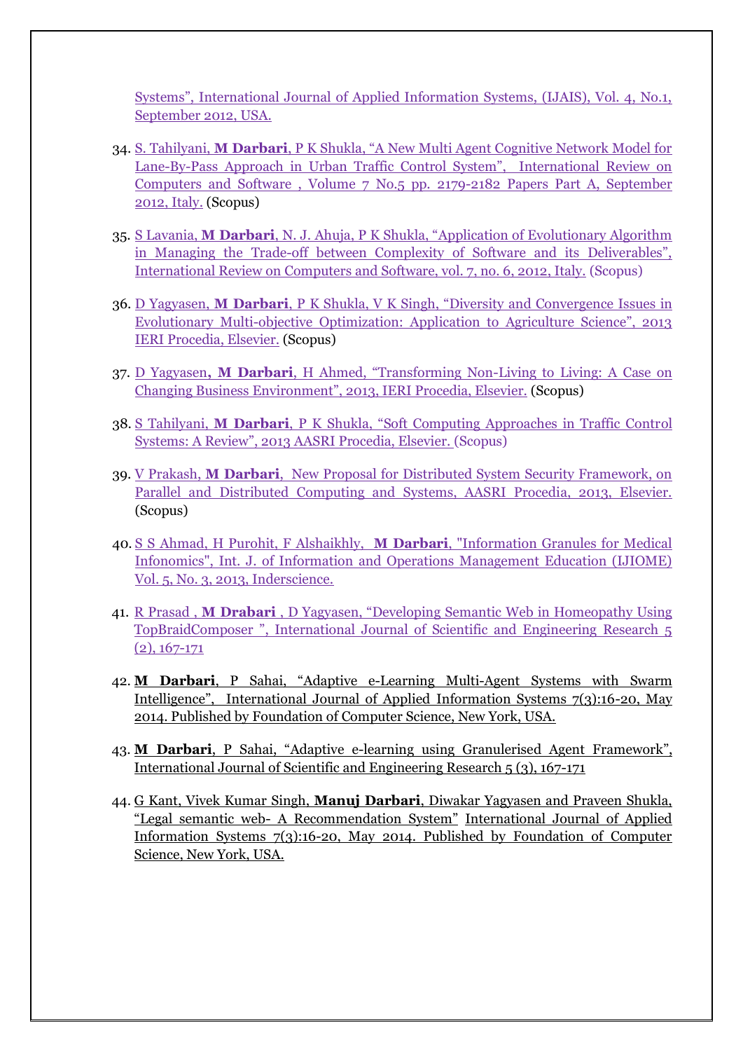Systems", International Journal of Applied Information Systems, (IJAIS), Vol. 4, No.1, September 2012, USA.

34. S. Tahilyani, **M Darbari**, P K Shukla, "A New Multi Agent Cognitive Network Model for Lane-By-Pass Approach in Urban Traffic Control System", International Review on Computers and Software , Volume 7 No.5 pp. 2179-2182 Papers Part A, September 2012, Italy. (Scopus)

35. S Lavania, **M Darbari**, N. J. Ahuja, P K Shukla, "Application of Evolutionary Algorithm in Managing the Trade-off between Complexity of Software and its Deliverables", International Review on Computers and Software, vol. 7, no. 6, 2012, Italy. (Scopus)

36. D Yagyasen, **M Darbari**, P K Shukla, V K Singh, "Diversity and Convergence Issues in Evolutionary Multi-objective Optimization: Application to Agriculture Science", 2013 IERI Procedia, Elsevier. (Scopus)

37. D Yagyasen**, M Darbari**, H Ahmed, "Transforming Non-Living to Living: A Case on Changing Business Environment", 2013, IERI Procedia, Elsevier. (Scopus)

38. S Tahilyani, **M Darbari**, P K Shukla, "Soft Computing Approaches in Traffic Control Systems: A Review", 2013 AASRI Procedia, Elsevier. (Scopus)

39. V Prakash, **M Darbari**, New Proposal for Distributed System Security Framework, on Parallel and Distributed Computing and Systems, AASRI Procedia, 2013, Elsevier. (Scopus)

40. S S Ahmad, H Purohit, F Alshaikhly, **M Darbari**, "Information Granules for Medical Infonomics", Int. J. of Information and Operations Management Education (IJIOME) Vol. 5, No. 3, 2013, Inderscience.

41. R Prasad , **M Drabari** , D Yagyasen, "Developing Semantic Web in Homeopathy Using TopBraidComposer ", International Journal of Scientific and Engineering Research 5 (2), 167-171

42. **M Darbari**, P Sahai, "Adaptive e-Learning Multi-Agent Systems with Swarm Intelligence", International Journal of Applied Information Systems 7(3):16-20, May 2014. Published by Foundation of Computer Science, New York, USA.

43. **M Darbari**, P Sahai, "Adaptive e-learning using Granulerised Agent Framework", International Journal of Scientific and Engineering Research 5 (3), 167-171

44. G Kant, Vivek Kumar Singh, **Manuj Darbari**, Diwakar Yagyasen and Praveen Shukla, "Legal semantic web- A Recommendation System" International Journal of Applied Information Systems 7(3):16-20, May 2014. Published by Foundation of Computer Science, New York, USA.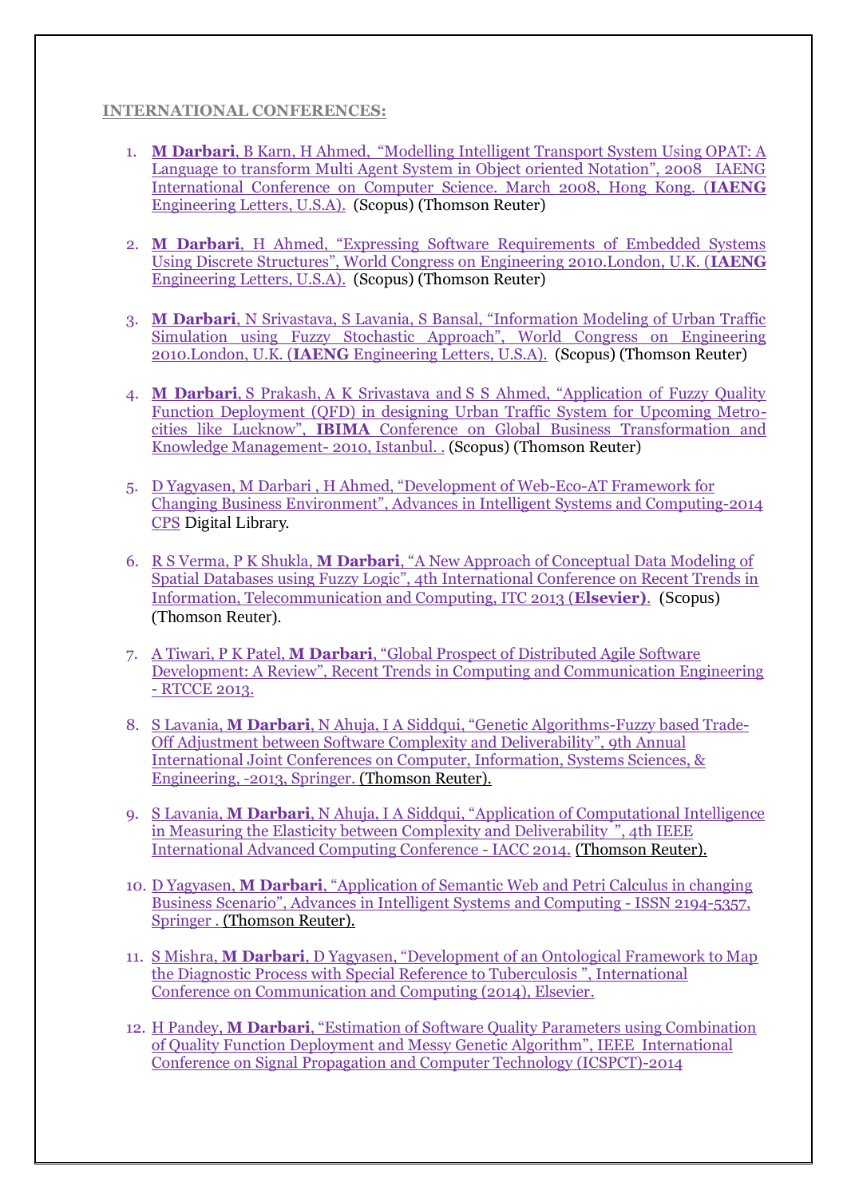## INTERNATIONAL CONFERENCES:

1. **M Darbari**, B Karn, H Ahmed, "Modelling Intelligent Transport System Using OPAT: A Language to transform Multi Agent System in Object oriented Notation", 2008 IAENG International Conference on Computer Science. March 2008, Hong Kong. (**IAENG** Engineering Letters, U.S.A). (Scopus) (Thomson Reuter)

2. **M Darbari**, H Ahmed, "Expressing Software Requirements of Embedded Systems Using Discrete Structures", World Congress on Engineering 2010.London, U.K. (**IAENG** Engineering Letters, U.S.A). (Scopus) (Thomson Reuter)

3. **M Darbari**, N Srivastava, S Lavania, S Bansal, "Information Modeling of Urban Traffic Simulation using Fuzzy Stochastic Approach", World Congress on Engineering 2010.London, U.K. (**IAENG** Engineering Letters, U.S.A). (Scopus) (Thomson Reuter)

4. **M Darbari**, S Prakash, A K Srivastava and S S Ahmed, "Application of Fuzzy Quality Function Deployment (QFD) in designing Urban Traffic System for Upcoming Metro-cities like Lucknow", **IBIMA** Conference on Global Business Transformation and Knowledge Management- 2010, Istanbul. . (Scopus) (Thomson Reuter)

5. D Yagyasen, M Darbari , H Ahmed, "Development of Web-Eco-AT Framework for Changing Business Environment", Advances in Intelligent Systems and Computing-2014 CPS Digital Library.

6. R S Verma, P K Shukla, **M Darbari**, "A New Approach of Conceptual Data Modeling of Spatial Databases using Fuzzy Logic", 4th International Conference on Recent Trends in Information, Telecommunication and Computing, ITC 2013 (**Elsevier**). (Scopus) (Thomson Reuter).

7. A Tiwari, P K Patel, **M Darbari**, "Global Prospect of Distributed Agile Software Development: A Review", Recent Trends in Computing and Communication Engineering - RTCCE 2013.

8. S Lavania, **M Darbari**, N Ahuja, I A Siddqui, "Genetic Algorithms-Fuzzy based Trade-Off Adjustment between Software Complexity and Deliverability", 9th Annual International Joint Conferences on Computer, Information, Systems Sciences, & Engineering, -2013, Springer. (Thomson Reuter).

9. S Lavania, **M Darbari**, N Ahuja, I A Siddqui, "Application of Computational Intelligence in Measuring the Elasticity between Complexity and Deliverability ", 4th IEEE International Advanced Computing Conference - IACC 2014. (Thomson Reuter).

10. D Yagyasen, **M Darbari**, "Application of Semantic Web and Petri Calculus in changing Business Scenario", Advances in Intelligent Systems and Computing - ISSN 2194-5357, Springer . (Thomson Reuter).

11. S Mishra, **M Darbari**, D Yagyasen, "Development of an Ontological Framework to Map the Diagnostic Process with Special Reference to Tuberculosis ", International Conference on Communication and Computing (2014), Elsevier.

12. H Pandey, **M Darbari**, "Estimation of Software Quality Parameters using Combination of Quality Function Deployment and Messy Genetic Algorithm", IEEE International Conference on Signal Propagation and Computer Technology (ICSPCT)-2014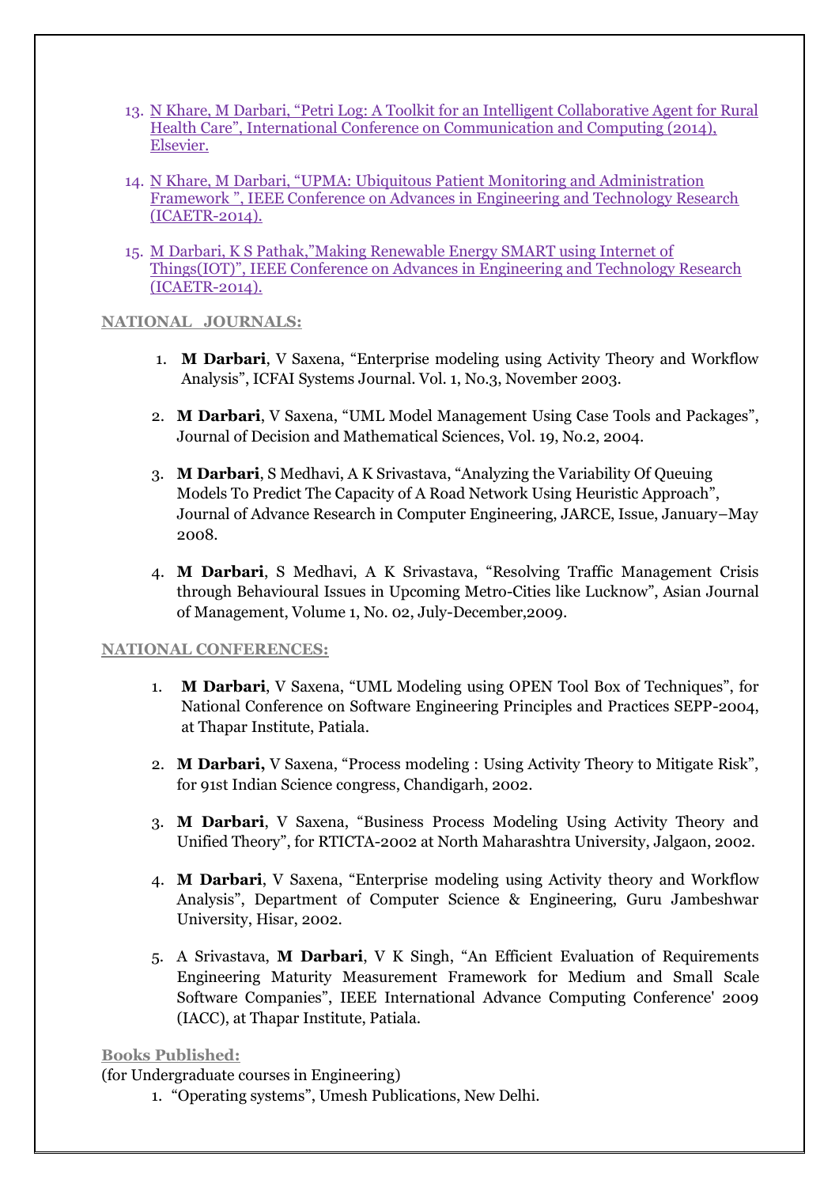13. N Khare, M Darbari, "Petri Log: A Toolkit for an Intelligent Collaborative Agent for Rural Health Care", International Conference on Communication and Computing (2014), Elsevier.

14. N Khare, M Darbari, "UPMA: Ubiquitous Patient Monitoring and Administration Framework ", IEEE Conference on Advances in Engineering and Technology Research (ICAETR-2014).

15. M Darbari, K S Pathak,"Making Renewable Energy SMART using Internet of Things(IOT)", IEEE Conference on Advances in Engineering and Technology Research (ICAETR-2014).

## NATIONAL JOURNALS:

1. **M Darbari**, V Saxena, "Enterprise modeling using Activity Theory and Workflow Analysis", ICFAI Systems Journal. Vol. 1, No.3, November 2003.

2. **M Darbari**, V Saxena, "UML Model Management Using Case Tools and Packages", Journal of Decision and Mathematical Sciences, Vol. 19, No.2, 2004.

3. **M Darbari**, S Medhavi, A K Srivastava, "Analyzing the Variability Of Queuing Models To Predict The Capacity of A Road Network Using Heuristic Approach", Journal of Advance Research in Computer Engineering, JARCE, Issue, January–May 2008.

4. **M Darbari**, S Medhavi, A K Srivastava, "Resolving Traffic Management Crisis through Behavioural Issues in Upcoming Metro-Cities like Lucknow", Asian Journal of Management, Volume 1, No. 02, July-December,2009.

## NATIONAL CONFERENCES:

1. **M Darbari**, V Saxena, "UML Modeling using OPEN Tool Box of Techniques", for National Conference on Software Engineering Principles and Practices SEPP-2004, at Thapar Institute, Patiala.

2. **M Darbari,** V Saxena, "Process modeling : Using Activity Theory to Mitigate Risk", for 91st Indian Science congress, Chandigarh, 2002.

3. **M Darbari**, V Saxena, "Business Process Modeling Using Activity Theory and Unified Theory", for RTICTA-2002 at North Maharashtra University, Jalgaon, 2002.

4. **M Darbari**, V Saxena, "Enterprise modeling using Activity theory and Workflow Analysis", Department of Computer Science & Engineering, Guru Jambeshwar University, Hisar, 2002.

5. A Srivastava, **M Darbari**, V K Singh, "An Efficient Evaluation of Requirements Engineering Maturity Measurement Framework for Medium and Small Scale Software Companies", IEEE International Advance Computing Conference' 2009 (IACC), at Thapar Institute, Patiala.

## Books Published:

(for Undergraduate courses in Engineering)

1. "Operating systems", Umesh Publications, New Delhi.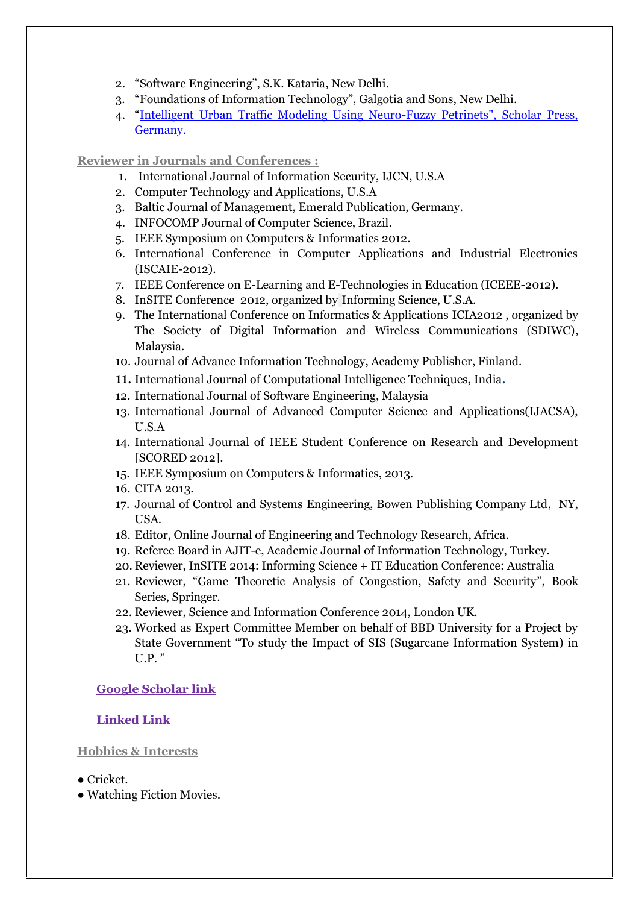2. "Software Engineering", S.K. Kataria, New Delhi.
3. "Foundations of Information Technology", Galgotia and Sons, New Delhi.
4. "Intelligent Urban Traffic Modeling Using Neuro-Fuzzy Petrinets", Scholar Press, Germany.

## Reviewer in Journals and Conferences :

1. International Journal of Information Security, IJCN, U.S.A
2. Computer Technology and Applications, U.S.A
3. Baltic Journal of Management, Emerald Publication, Germany.
4. INFOCOMP Journal of Computer Science, Brazil.
5. IEEE Symposium on Computers & Informatics 2012.
6. International Conference in Computer Applications and Industrial Electronics (ISCAIE-2012).
7. IEEE Conference on E-Learning and E-Technologies in Education (ICEEE-2012).
8. InSITE Conference 2012, organized by Informing Science, U.S.A.
9. The International Conference on Informatics & Applications ICIA2012 , organized by The Society of Digital Information and Wireless Communications (SDIWC), Malaysia.
10. Journal of Advance Information Technology, Academy Publisher, Finland.
11. International Journal of Computational Intelligence Techniques, India.
12. International Journal of Software Engineering, Malaysia
13. International Journal of Advanced Computer Science and Applications(IJACSA), U.S.A
14. International Journal of IEEE Student Conference on Research and Development [SCORED 2012].
15. IEEE Symposium on Computers & Informatics, 2013.
16. CITA 2013.
17. Journal of Control and Systems Engineering, Bowen Publishing Company Ltd, NY, USA.
18. Editor, Online Journal of Engineering and Technology Research, Africa.
19. Referee Board in AJIT-e, Academic Journal of Information Technology, Turkey.
20. Reviewer, InSITE 2014: Informing Science + IT Education Conference: Australia
21. Reviewer, "Game Theoretic Analysis of Congestion, Safety and Security", Book Series, Springer.
22. Reviewer, Science and Information Conference 2014, London UK.
23. Worked as Expert Committee Member on behalf of BBD University for a Project by State Government "To study the Impact of SIS (Sugarcane Information System) in U.P. "

**Google Scholar link**

**Linked Link**

## Hobbies & Interests

- Cricket.
- Watching Fiction Movies.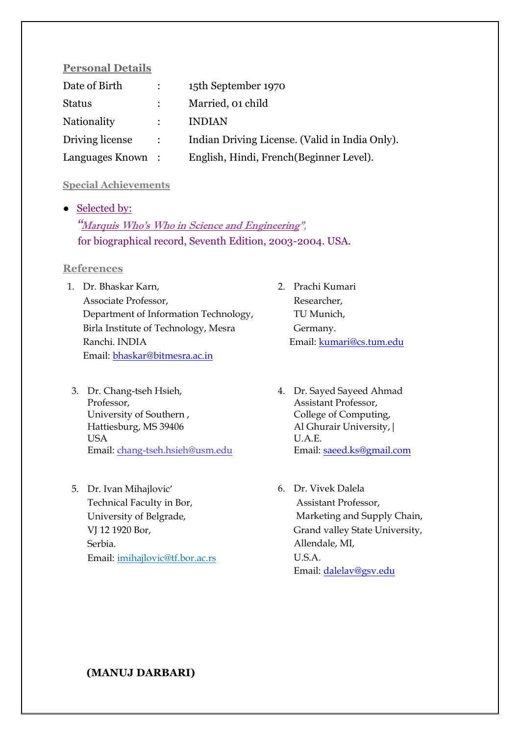## Personal Details

| | | |
|---|---|---|
| Date of Birth | : | 15th September 1970 |
| Status | : | Married, 01 child |
| Nationality | : | INDIAN |
| Driving license | : | Indian Driving License. (Valid in India Only). |
| Languages Known | : | English, Hindi, French(Beginner Level). |

## Special Achievements

- Selected by:
  *"Marquis Who's Who in Science and Engineering"*,
  for biographical record, Seventh Edition, 2003-2004. USA.

## References

1. Dr. Bhaskar Karn,
   Associate Professor,
   Department of Information Technology,
   Birla Institute of Technology, Mesra
   Ranchi. INDIA
   Email: bhaskar@bitmesra.ac.in

2. Prachi Kumari
   Researcher,
   TU Munich,
   Germany.
   Email: kumari@cs.tum.edu

3. Dr. Chang-tseh Hsieh,
   Professor,
   University of Southern ,
   Hattiesburg, MS 39406
   USA
   Email: chang-tseh.hsieh@usm.edu

4. Dr. Sayed Sayeed Ahmad
   Assistant Professor,
   College of Computing,
   Al Ghurair University, |
   U.A.E.
   Email: saeed.ks@gmail.com

5. Dr. Ivan Mihajlovic'
   Technical Faculty in Bor,
   University of Belgrade,
   VJ 12 1920 Bor,
   Serbia.
   Email: imihajlovic@tf.bor.ac.rs

6. Dr. Vivek Dalela
   Assistant Professor,
   Marketing and Supply Chain,
   Grand valley State University,
   Allendale, MI,
   U.S.A.
   Email: dalelav@gsv.edu

**(MANUJ DARBARI)**